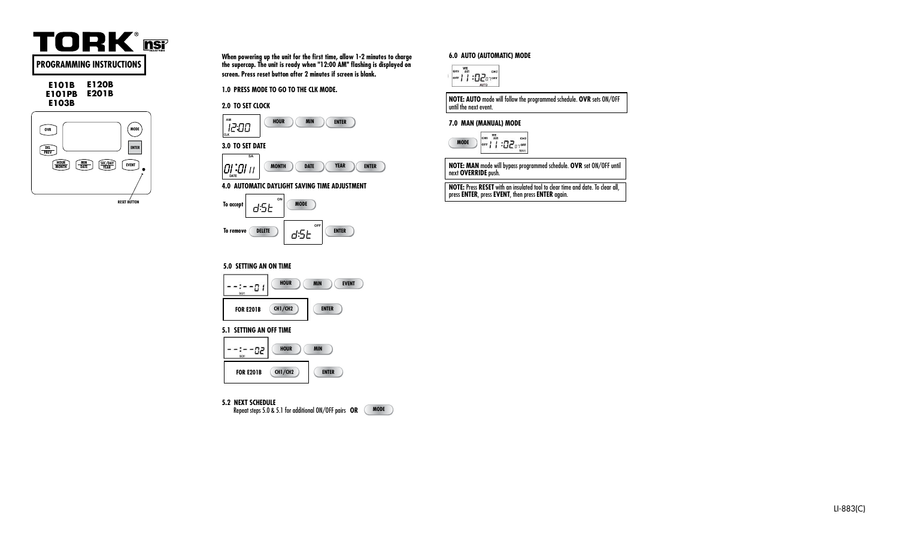# TORK nsi

## PROGRAMMING INSTRUCTIONS

**E101B E120B**
**E101PB E201B**
**E103B**

OVR | MODE | DEL PREV | ENTER | HOUR MONTH | MIN DATE | SEC/DAY YEAR | EVENT

RESET BUTTON

**When powering up the unit for the first time, allow 1-2 minutes to charge the supercap. The unit is ready when "12:00 AM" flashing is displayed on screen. Press reset button after 2 minutes if screen is blank.**

### 1.0 PRESS MODE TO GO TO THE CLK MODE.

### 2.0 TO SET CLOCK

AM 12:00 CLK — HOUR — MIN — ENTER

### 3.0 TO SET DATE

SA 01:01 11 DATE — MONTH — DATE — YEAR — ENTER

### 4.0 AUTOMATIC DAYLIGHT SAVING TIME ADJUSTMENT

To accept — d:St ON — MODE

To remove — DELETE — d:St OFF — ENTER

### 5.0 SETTING AN ON TIME

--:--01 SCH — HOUR — MIN — EVENT

FOR E201B — CH1/CH2 — ENTER

### 5.1 SETTING AN OFF TIME

--:--02 SCH — HOUR — MIN

FOR E201B — CH1/CH2 — ENTER

### 5.2 NEXT SCHEDULE

Repeat steps 5.0 & 5.1 for additional ON/OFF pairs **OR** MODE

### 6.0 AUTO (AUTOMATIC) MODE

CH1 WE AM CH2 OFF 11:02 07 OFF AUTO

**NOTE: AUTO** mode will follow the programmed schedule. **OVR** sets ON/OFF until the next event.

### 7.0 MAN (MANUAL) MODE

MODE — CH1 WE AM CH2 OFF 11:02 07 OFF MAN

**NOTE: MAN** mode will bypass programmed schedule. **OVR** set ON/OFF until next **OVERRIDE** push.

**NOTE:** Press **RESET** with an insulated tool to clear time and date. To clear all, press **ENTER**, press **EVENT**, then press **ENTER** again.

LI-883(C)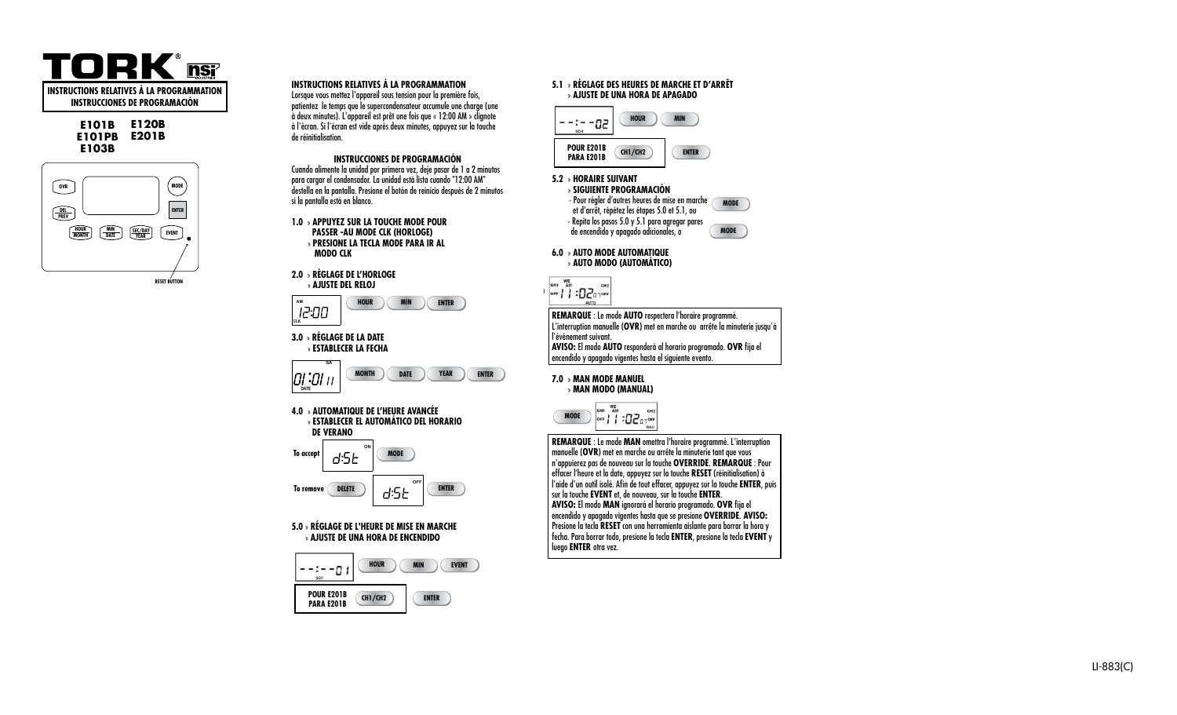# TORK® nsi

**INSTRUCTIONS RELATIVES À LA PROGRAMMATION**
**INSTRUCCIONES DE PROGRAMACIÓN**

**E101B E120B**
**E101PB E201B**
**E103B**

OVR
MODE
ENTER
DEL PREV
HOUR MONTH
MIN DATE
SEC/DAY YEAR
EVENT
RESET BUTTON

## INSTRUCTIONS RELATIVES À LA PROGRAMMATION

Lorsque vous mettez l'appareil sous tension pour la première fois, patientez le temps que le supercondensateur accumule une charge (une à deux minutes). L'appareil est prêt une fois que « 12:00 AM » clignote à l'écran. Si l'écran est vide après deux minutes, appuyez sur la touche de réinitialisation.

## INSTRUCCIONES DE PROGRAMACIÓN

Cuando alimente la unidad por primera vez, deje pasar de 1 a 2 minutos para cargar el condensador. La unidad está lista cuando "12:00 AM" destella en la pantalla. Presione el botón de reinicio después de 2 minutos si la pantalla está en blanco.

**1.0 » APPUYEZ SUR LA TOUCHE MODE POUR PASSER -AU MODE CLK (HORLOGE)**
**» PRESIONE LA TECLA MODE PARA IR AL MODO CLK**

**2.0 » RÉGLAGE DE L'HORLOGE**
**» AJUSTE DEL RELOJ**

AM 12:00 CLK — HOUR — MIN — ENTER

**3.0 » RÉGLAGE DE LA DATE**
**» ESTABLECER LA FECHA**

SA 01:01 11 DATE — MONTH — DATE — YEAR — ENTER

**4.0 » AUTOMATIQUE DE L'HEURE AVANCÉE**
**» ESTABLECER EL AUTOMÁTICO DEL HORARIO DE VERANO**

To accept — d:St ON — MODE

To remove — DELETE — d:St OFF — ENTER

**5.0 » RÉGLAGE DE L'HEURE DE MISE EN MARCHE**
**» AJUSTE DE UNA HORA DE ENCENDIDO**

--:--01 — HOUR — MIN — EVENT

POUR E201B / PARA E201B — CH1/CH2 — ENTER

**5.1 » RÉGLAGE DES HEURES DE MARCHE ET D'ARRÊT**
**» AJUSTE DE UNA HORA DE APAGADO**

--:--02 — HOUR — MIN

POUR E201B / PARA E201B — CH1/CH2 — ENTER

**5.2 » HORAIRE SUIVANT**
**» SIGUIENTE PROGRAMACIÓN**

- Pour régler d'autres heures de mise en marche et d'arrêt, répétez les étapes 5.0 et 5.1, ou — MODE
- Repita los pasos 5.0 y 5.1 para agregar pares de encendido y apagado adicionales, o — MODE

**6.0 » AUTO MODE AUTOMATIQUE**
**» AUTO MODO (AUTOMÁTICO)**

CH1 WE AM CH2 OFF 11:02 07 OFF AUTO

**REMARQUE** : Le mode **AUTO** respectera l'horaire programmé. L'interruption manuelle (**OVR**) met en marche ou arrête la minuterie jusqu'à l'événement suivant.
**AVISO:** El modo **AUTO** responderá al horario programado. **OVR** fija el encendido y apagado vigentes hasta el siguiente evento.

**7.0 » MAN MODE MANUEL**
**» MAN MODO (MANUAL)**

MODE — CH1 WE AM CH2 OFF 11:02 07 OFF MAN

**REMARQUE** : Le mode **MAN** omettra l'horaire programmé. L'interruption manuelle (**OVR**) met en marche ou arrête la minuterie tant que vous n'appuierez pas de nouveau sur la touche **OVERRIDE**. **REMARQUE** : Pour effacer l'heure et la date, appuyez sur la touche **RESET** (réinitialisation) à l'aide d'un outil isolé. Afin de tout effacer, appuyez sur la touche **ENTER**, puis sur la touche **EVENT** et, de nouveau, sur la touche **ENTER**.
**AVISO:** El modo **MAN** ignorará el horario programado. **OVR** fija el encendido y apagado vigentes hasta que se presione **OVERRIDE**. **AVISO:** Presione la tecla **RESET** con una herramienta aislante para borrar la hora y fecha. Para borrar todo, presione la tecla **ENTER**, presione la tecla **EVENT** y luego **ENTER** otra vez.

LI-883(C)